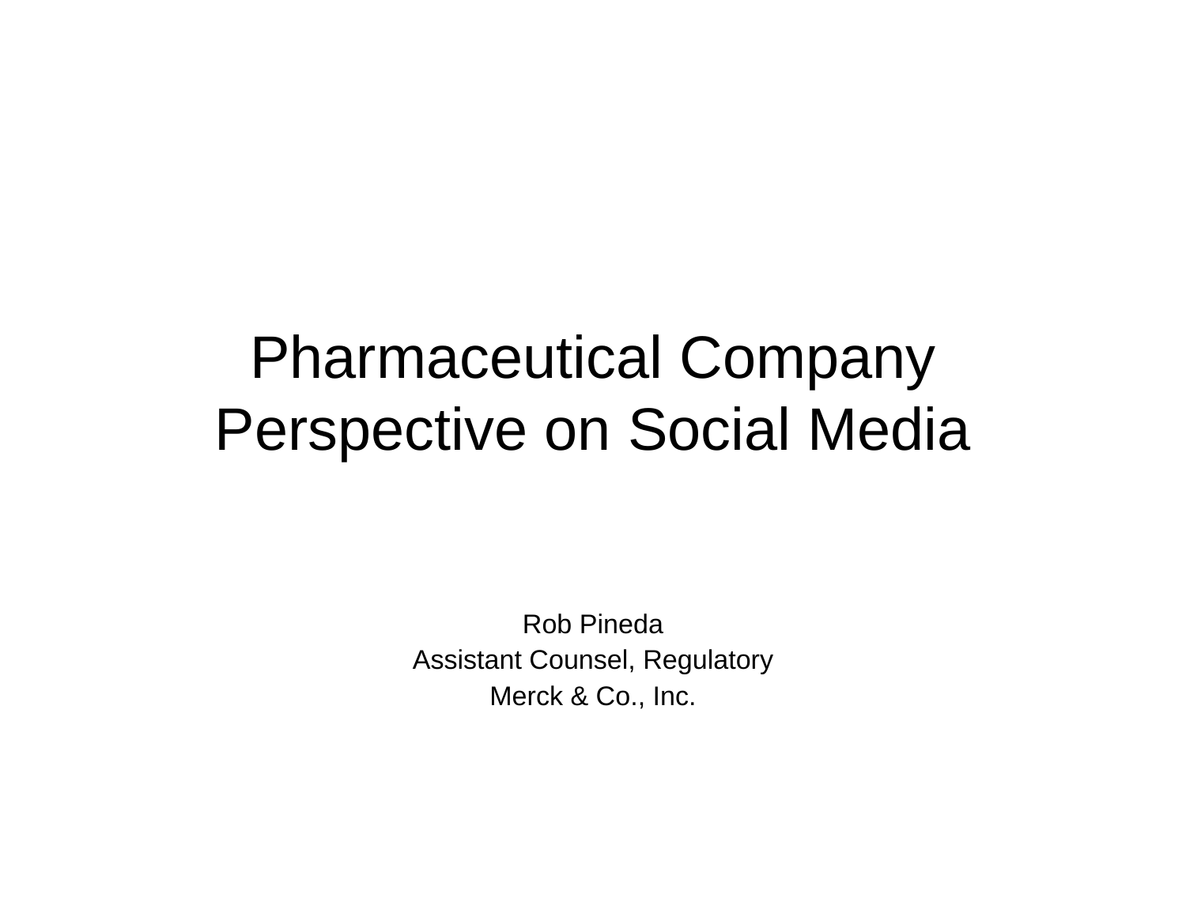# Pharmaceutical Company Perspective on Social Media

Rob Pineda

Assistant Counsel, Regulatory

Merck & Co., Inc.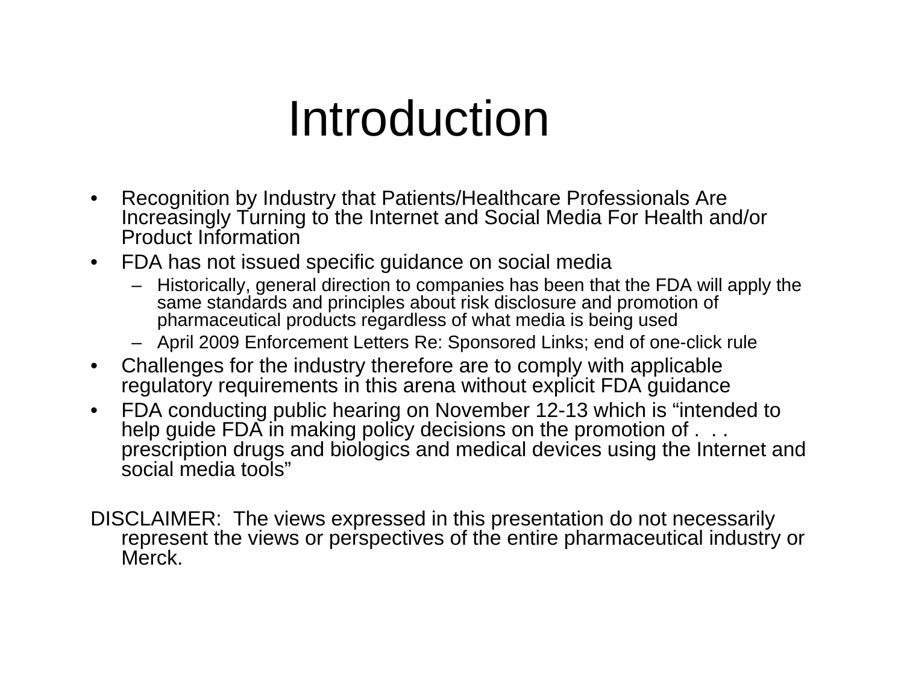# Introduction

- Recognition by Industry that Patients/Healthcare Professionals Are Increasingly Turning to the Internet and Social Media For Health and/or Product Information
- FDA has not issued specific guidance on social media
  - Historically, general direction to companies has been that the FDA will apply the same standards and principles about risk disclosure and promotion of pharmaceutical products regardless of what media is being used
  - April 2009 Enforcement Letters Re: Sponsored Links; end of one-click rule
- Challenges for the industry therefore are to comply with applicable regulatory requirements in this arena without explicit FDA guidance
- FDA conducting public hearing on November 12-13 which is "intended to help guide FDA in making policy decisions on the promotion of . . . prescription drugs and biologics and medical devices using the Internet and social media tools"

DISCLAIMER: The views expressed in this presentation do not necessarily represent the views or perspectives of the entire pharmaceutical industry or Merck.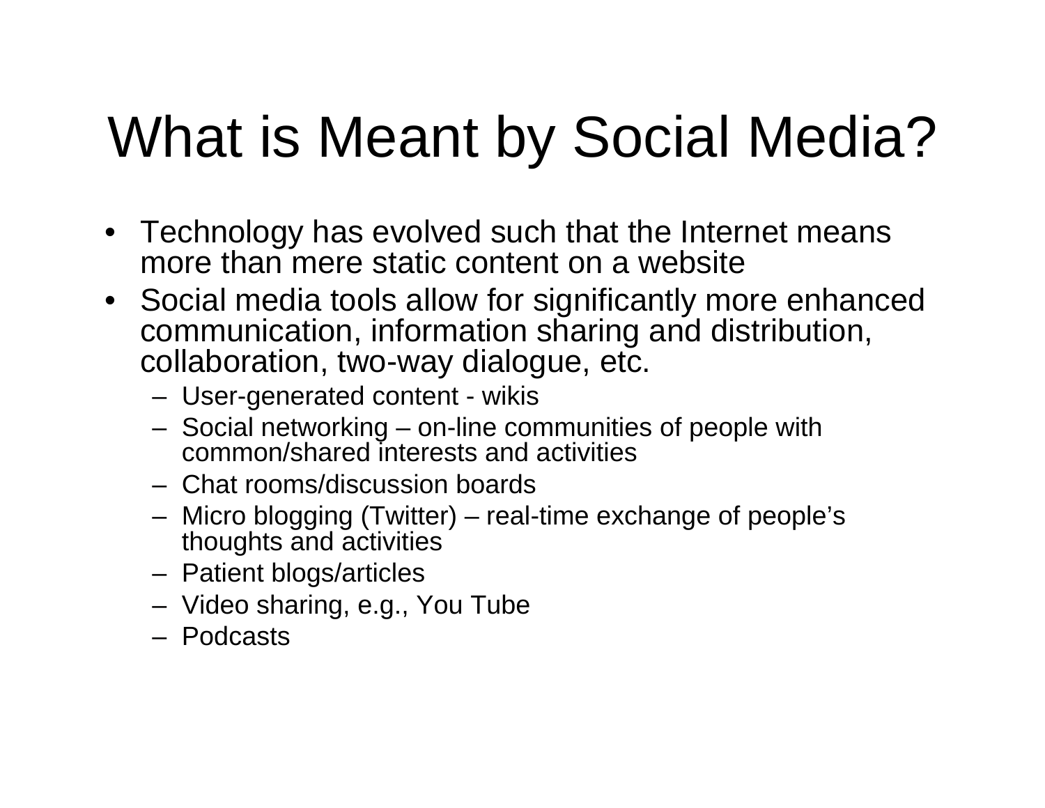# What is Meant by Social Media?

- Technology has evolved such that the Internet means more than mere static content on a website
- Social media tools allow for significantly more enhanced communication, information sharing and distribution, collaboration, two-way dialogue, etc.
  - User-generated content - wikis
  - Social networking – on-line communities of people with common/shared interests and activities
  - Chat rooms/discussion boards
  - Micro blogging (Twitter) – real-time exchange of people's thoughts and activities
  - Patient blogs/articles
  - Video sharing, e.g., You Tube
  - Podcasts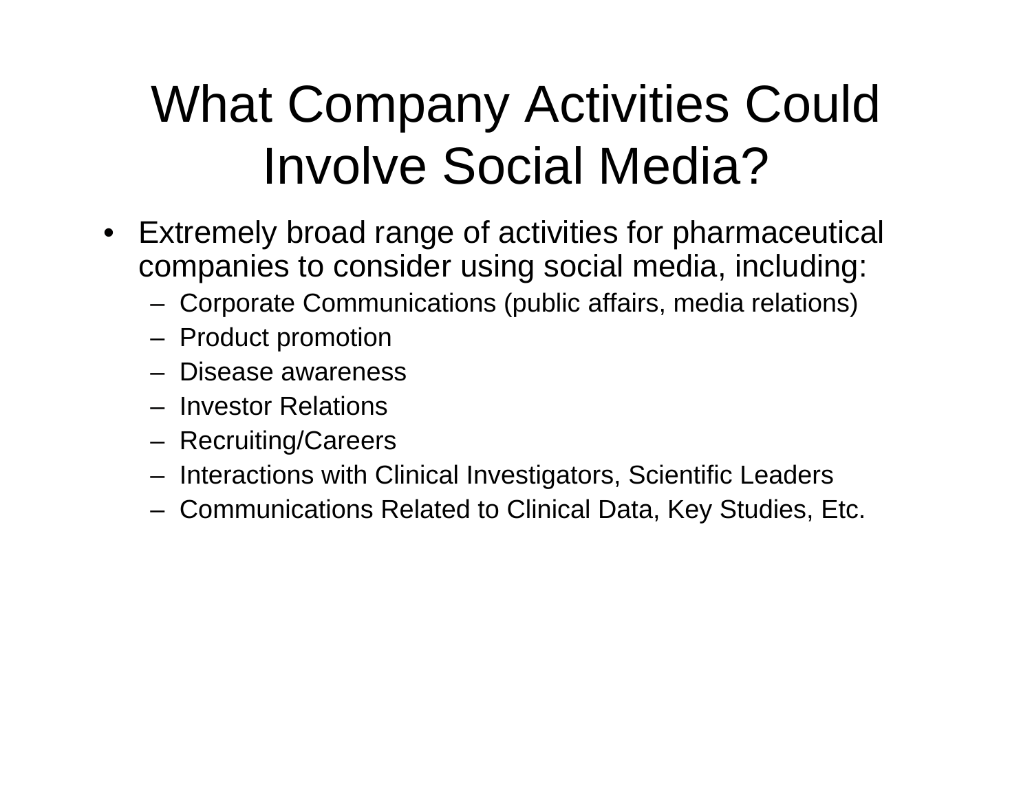# What Company Activities Could Involve Social Media?

- Extremely broad range of activities for pharmaceutical companies to consider using social media, including:
  - Corporate Communications (public affairs, media relations)
  - Product promotion
  - Disease awareness
  - Investor Relations
  - Recruiting/Careers
  - Interactions with Clinical Investigators, Scientific Leaders
  - Communications Related to Clinical Data, Key Studies, Etc.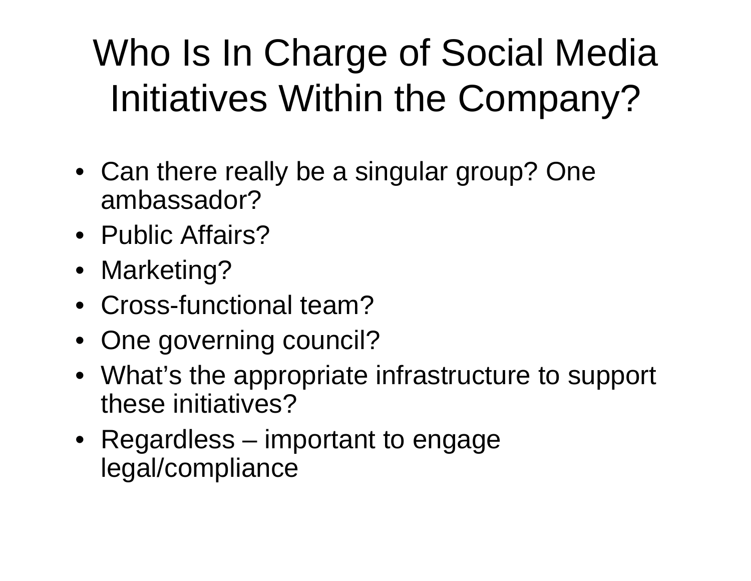# Who Is In Charge of Social Media Initiatives Within the Company?

- Can there really be a singular group? One ambassador?
- Public Affairs?
- Marketing?
- Cross-functional team?
- One governing council?
- What's the appropriate infrastructure to support these initiatives?
- Regardless – important to engage legal/compliance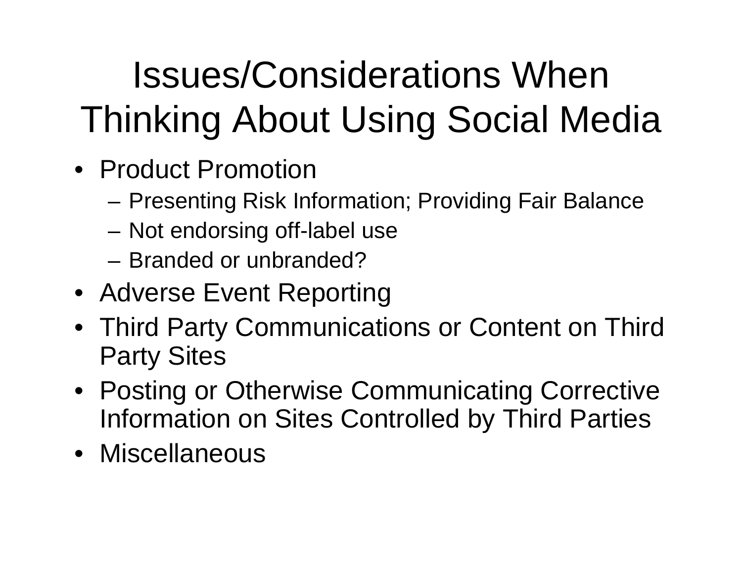# Issues/Considerations When Thinking About Using Social Media

- Product Promotion
  - Presenting Risk Information; Providing Fair Balance
  - Not endorsing off-label use
  - Branded or unbranded?
- Adverse Event Reporting
- Third Party Communications or Content on Third Party Sites
- Posting or Otherwise Communicating Corrective Information on Sites Controlled by Third Parties
- Miscellaneous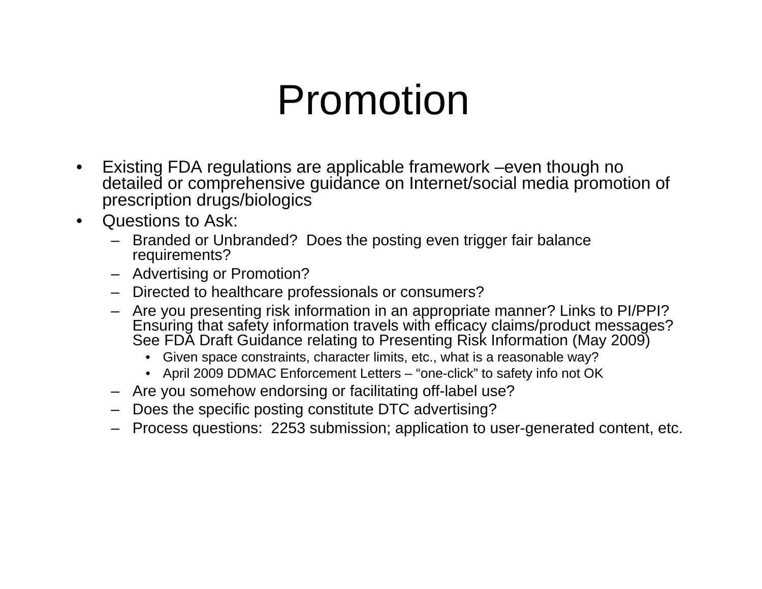# Promotion

- Existing FDA regulations are applicable framework –even though no detailed or comprehensive guidance on Internet/social media promotion of prescription drugs/biologics
- Questions to Ask:
  - Branded or Unbranded? Does the posting even trigger fair balance requirements?
  - Advertising or Promotion?
  - Directed to healthcare professionals or consumers?
  - Are you presenting risk information in an appropriate manner? Links to PI/PPI? Ensuring that safety information travels with efficacy claims/product messages? See FDA Draft Guidance relating to Presenting Risk Information (May 2009)
    - Given space constraints, character limits, etc., what is a reasonable way?
    - April 2009 DDMAC Enforcement Letters – "one-click" to safety info not OK
  - Are you somehow endorsing or facilitating off-label use?
  - Does the specific posting constitute DTC advertising?
  - Process questions: 2253 submission; application to user-generated content, etc.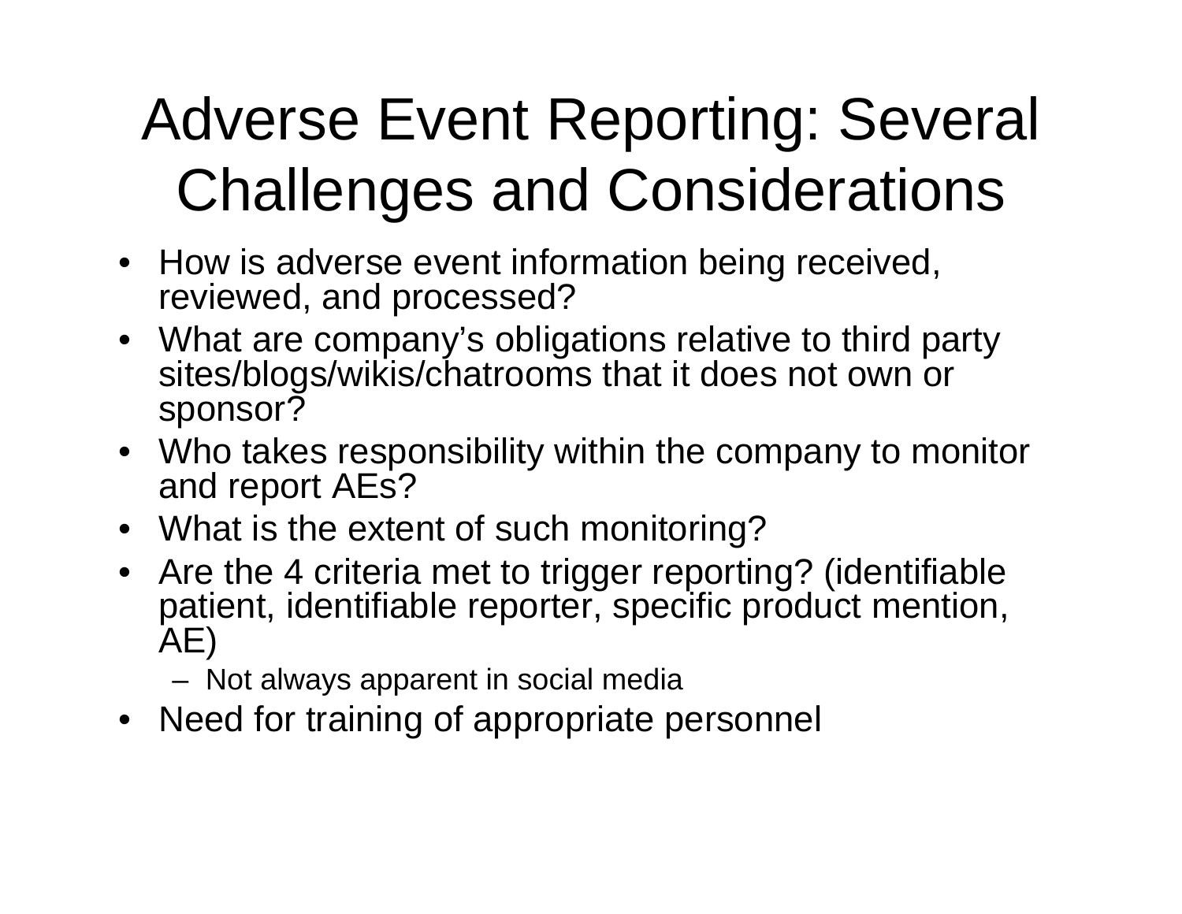# Adverse Event Reporting: Several Challenges and Considerations

- How is adverse event information being received, reviewed, and processed?
- What are company's obligations relative to third party sites/blogs/wikis/chatrooms that it does not own or sponsor?
- Who takes responsibility within the company to monitor and report AEs?
- What is the extent of such monitoring?
- Are the 4 criteria met to trigger reporting? (identifiable patient, identifiable reporter, specific product mention, AE)
  - Not always apparent in social media
- Need for training of appropriate personnel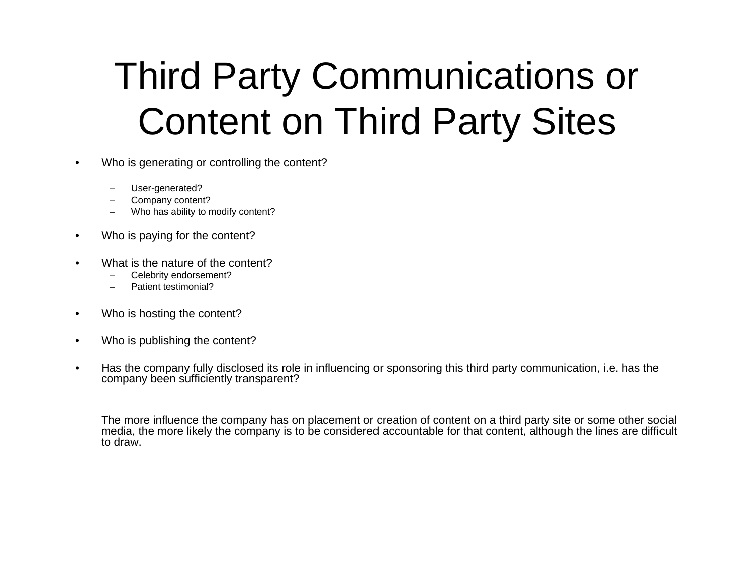# Third Party Communications or Content on Third Party Sites

- Who is generating or controlling the content?
  - User-generated?
  - Company content?
  - Who has ability to modify content?
- Who is paying for the content?
- What is the nature of the content?
  - Celebrity endorsement?
  - Patient testimonial?
- Who is hosting the content?
- Who is publishing the content?
- Has the company fully disclosed its role in influencing or sponsoring this third party communication, i.e. has the company been sufficiently transparent?

The more influence the company has on placement or creation of content on a third party site or some other social media, the more likely the company is to be considered accountable for that content, although the lines are difficult to draw.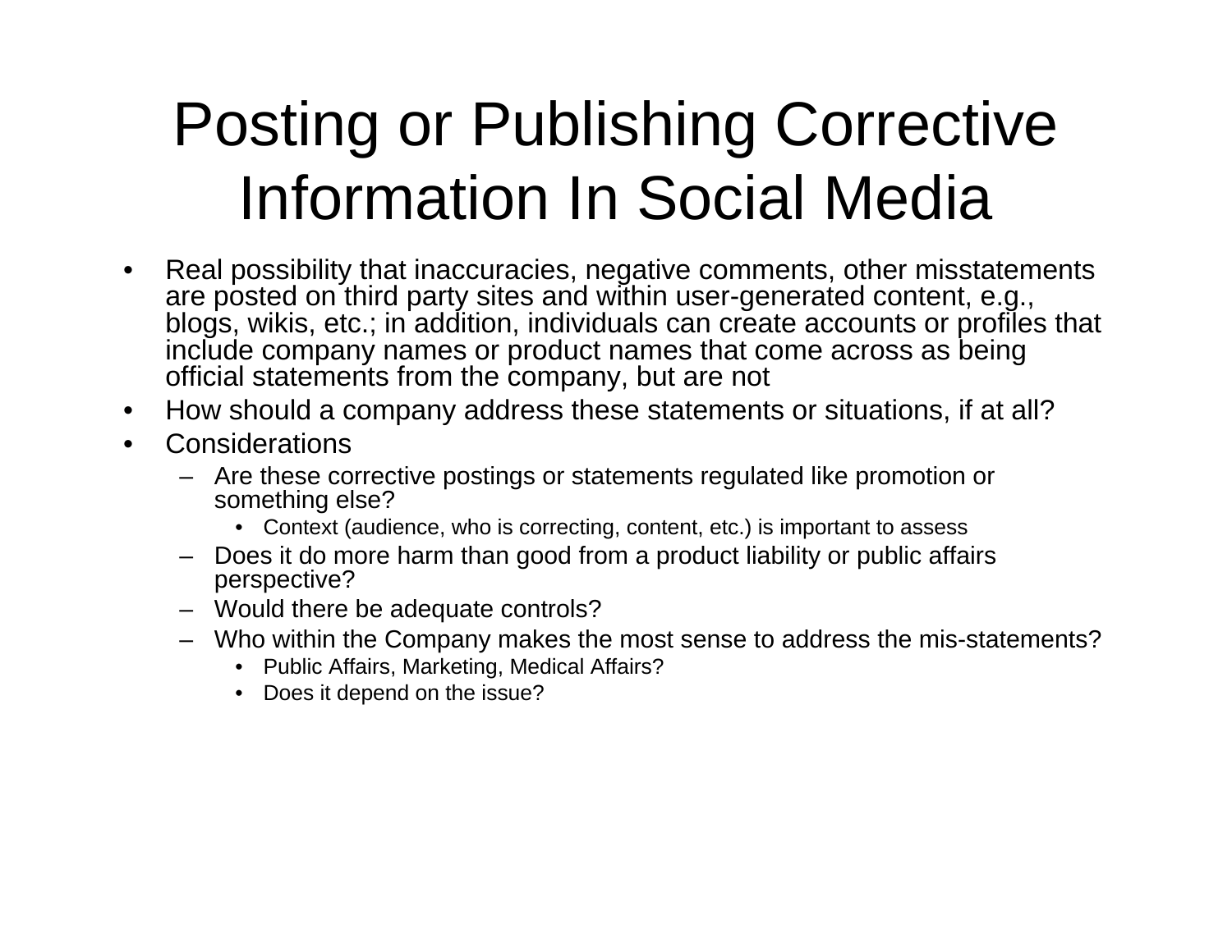# Posting or Publishing Corrective Information In Social Media

- Real possibility that inaccuracies, negative comments, other misstatements are posted on third party sites and within user-generated content, e.g., blogs, wikis, etc.; in addition, individuals can create accounts or profiles that include company names or product names that come across as being official statements from the company, but are not
- How should a company address these statements or situations, if at all?
- Considerations
  - Are these corrective postings or statements regulated like promotion or something else?
    - Context (audience, who is correcting, content, etc.) is important to assess
  - Does it do more harm than good from a product liability or public affairs perspective?
  - Would there be adequate controls?
  - Who within the Company makes the most sense to address the mis-statements?
    - Public Affairs, Marketing, Medical Affairs?
    - Does it depend on the issue?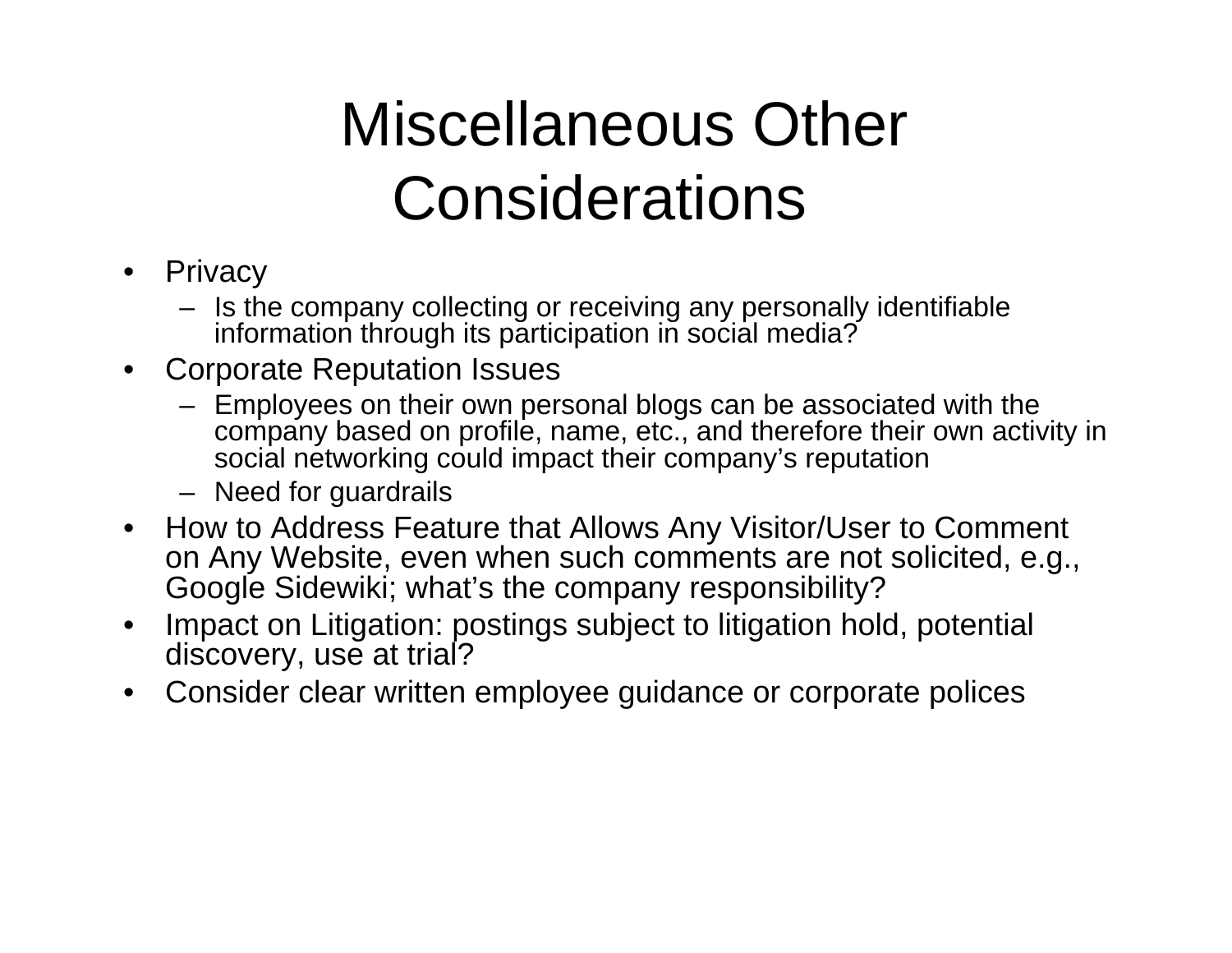# Miscellaneous Other Considerations

- Privacy
  - Is the company collecting or receiving any personally identifiable information through its participation in social media?
- Corporate Reputation Issues
  - Employees on their own personal blogs can be associated with the company based on profile, name, etc., and therefore their own activity in social networking could impact their company's reputation
  - Need for guardrails
- How to Address Feature that Allows Any Visitor/User to Comment on Any Website, even when such comments are not solicited, e.g., Google Sidewiki; what's the company responsibility?
- Impact on Litigation: postings subject to litigation hold, potential discovery, use at trial?
- Consider clear written employee guidance or corporate polices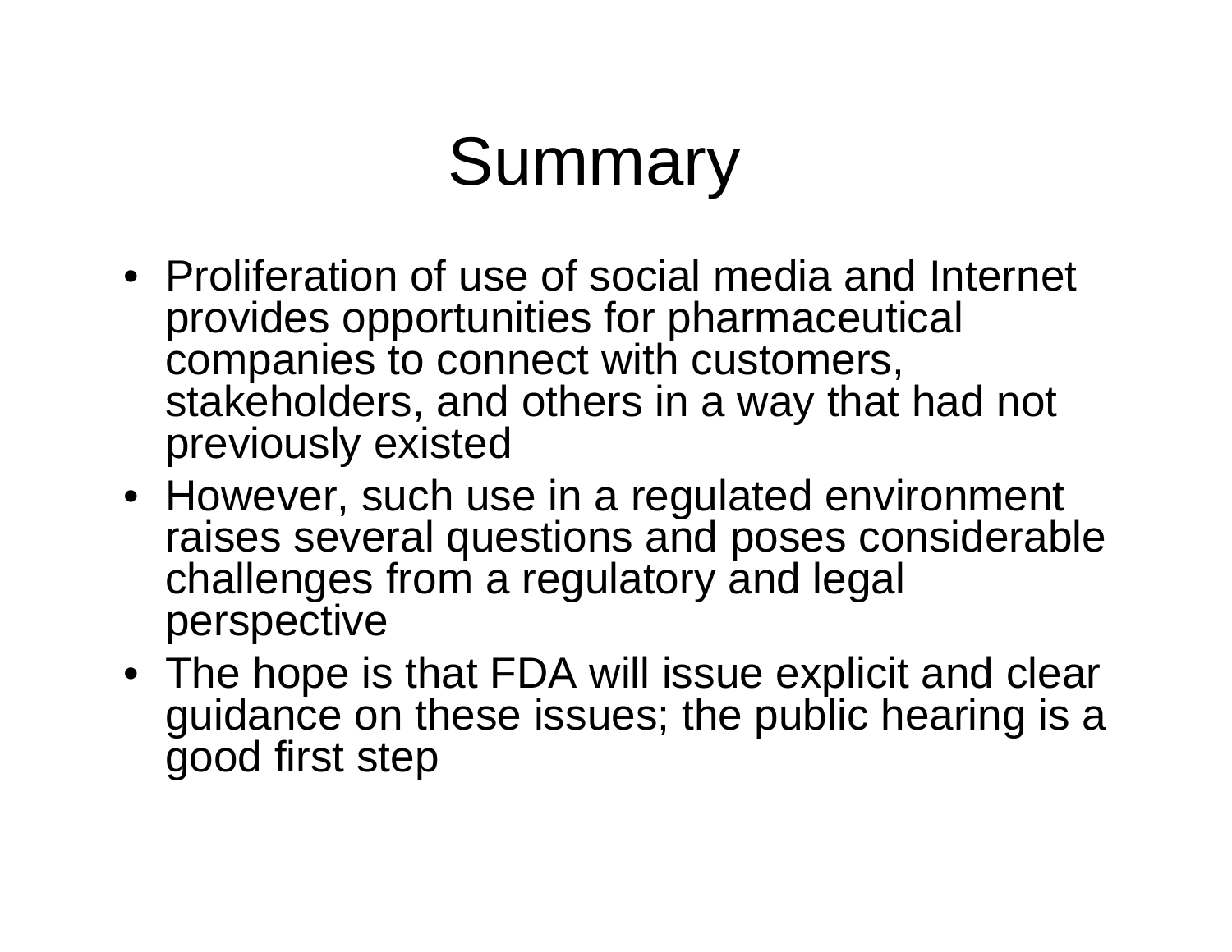# Summary

- Proliferation of use of social media and Internet provides opportunities for pharmaceutical companies to connect with customers, stakeholders, and others in a way that had not previously existed
- However, such use in a regulated environment raises several questions and poses considerable challenges from a regulatory and legal perspective
- The hope is that FDA will issue explicit and clear guidance on these issues; the public hearing is a good first step